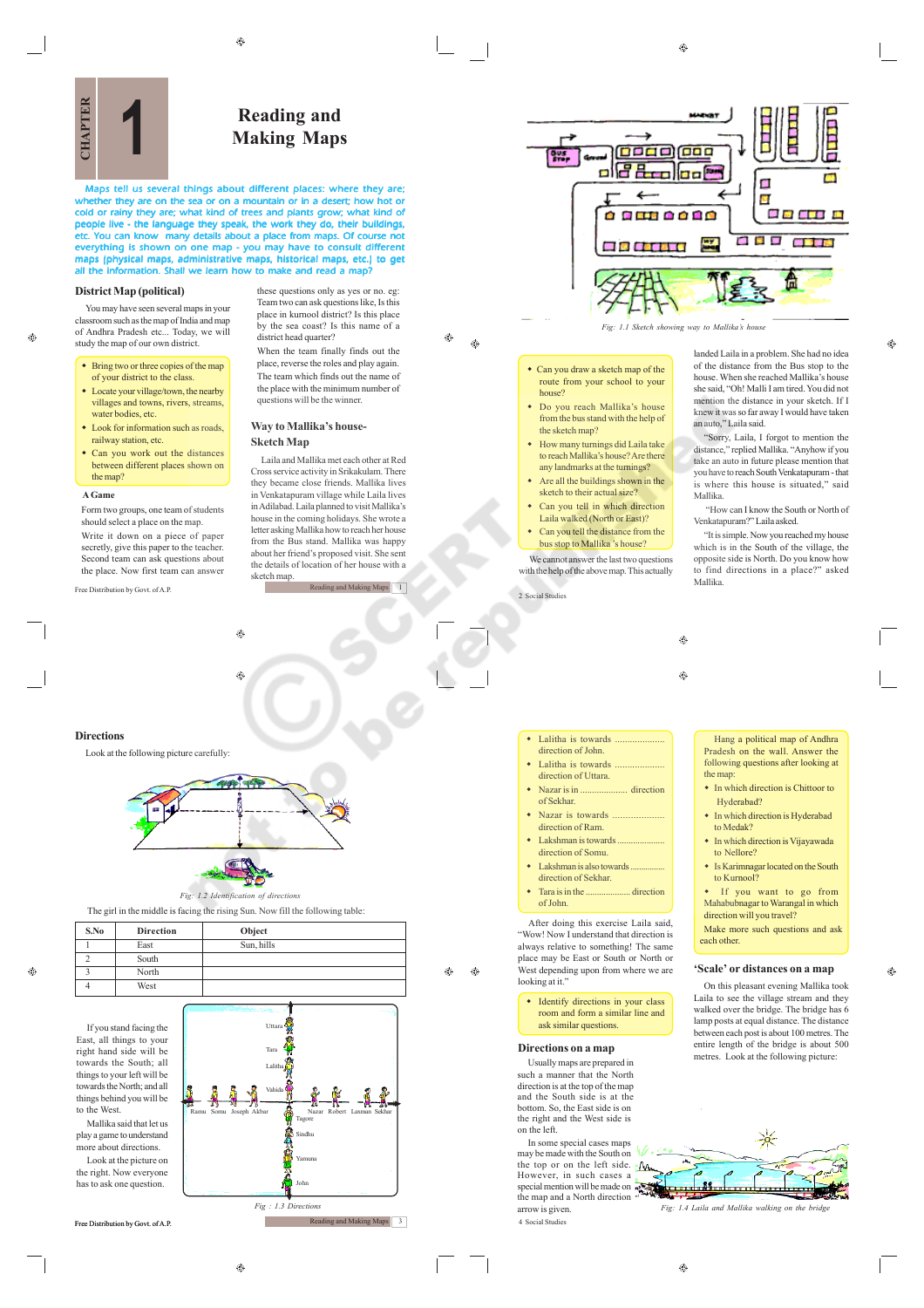# CHAPTER 1

# Reading and Making Maps

Maps tell us several things about different places: where they are; whether they are on the sea or on a mountain or in a desert; how hot or cold or rainy they are; what kind of trees and plants grow; what kind of people live - the language they speak, the work they do, their buildings, etc. You can know many details about a place from maps. Of course not everything is shown on one map - you may have to consult different maps (physical maps, administrative maps, historical maps, etc.) to get all the information. Shall we learn how to make and read a map?

## District Map (political)

You may have seen several maps in your classroom such as the map of India and map of Andhra Pradesh etc... Today, we will study the map of our own district.

- Bring two or three copies of the map of your district to the class.
- Locate your village/town, the nearby villages and towns, rivers, streams, water bodies, etc.
- Look for information such as roads, railway station, etc.
- Can you work out the distances between different places shown on the map?

### A Game

Form two groups, one team of students should select a place on the map.

Write it down on a piece of paper secretly, give this paper to the teacher. Second team can ask questions about the place. Now first team can answer these questions only as yes or no. eg: Team two can ask questions like, Is this place in kurnool district? Is this place by the sea coast? Is this name of a district head quarter?

When the team finally finds out the place, reverse the roles and play again. The team which finds out the name of the place with the minimum number of questions will be the winner.

## Way to Mallika's house- Sketch Map

Laila and Mallika met each other at Red Cross service activity in Srikakulam. There they became close friends. Mallika lives in Venkatapuram village while Laila lives in Adilabad. Laila planned to visit Mallika's house in the coming holidays. She wrote a letter asking Mallika how to reach her house from the Bus stand. Mallika was happy about her friend's proposed visit. She sent the details of location of her house with a sketch map.

Fig: 1.1 Sketch showing way to Mallika's house

- Can you draw a sketch map of the route from your school to your house?
- Do you reach Mallika's house from the bus stand with the help of the sketch map?
- How many turnings did Laila take to reach Mallika's house? Are there any landmarks at the turnings?
- Are all the buildings shown in the sketch to their actual size?
- Can you tell in which direction Laila walked (North or East)?
- Can you tell the distance from the bus stop to Mallika 's house?

We cannot answer the last two questions with the help of the above map. This actually landed Laila in a problem. She had no idea of the distance from the Bus stop to the house. When she reached Mallika's house she said, "Oh! Malli I am tired. You did not mention the distance in your sketch. If I knew it was so far away I would have taken an auto," Laila said.

"Sorry, Laila, I forgot to mention the distance," replied Mallika. "Anyhow if you take an auto in future please mention that you have to reach South Venkatapuram - that is where this house is situated," said Mallika.

"How can I know the South or North of Venkatapuram?" Laila asked.

"It is simple. Now you reached my house which is in the South of the village, the opposite side is North. Do you know how to find directions in a place?" asked Mallika.

## Directions

Look at the following picture carefully:

Fig: 1.2 Identification of directions

The girl in the middle is facing the rising Sun. Now fill the following table:

| S.No | Direction | Object |
|---|---|---|
| 1 | East | Sun, hills |
| 2 | South | |
| 3 | North | |
| 4 | West | |

If you stand facing the East, all things to your right hand side will be towards the South; all things to your left will be towards the North; and all things behind you will be to the West.

Mallika said that let us play a game to understand more about directions.

Look at the picture on the right. Now everyone has to ask one question.

Fig : 1.3 Directions

- Lalitha is towards .................... direction of John.
- Lalitha is towards .................... direction of Uttara.
- Nazar is in .................... direction of Sekhar.
- Nazar is towards .................... direction of Ram.
- Lakshman is towards .................... direction of Somu.
- Lakshman is also towards .............. direction of Sekhar.
- Tara is in the .................... direction of John.

After doing this exercise Laila said, "Wow! Now I understand that direction is always relative to something! The same place may be East or South or North or West depending upon from where we are looking at it."

- Identify directions in your class room and form a similar line and ask similar questions.

## Directions on a map

Usually maps are prepared in such a manner that the North direction is at the top of the map and the South side is at the bottom. So, the East side is on the right and the West side is on the left.

In some special cases maps may be made with the South on the top or on the left side. However, in such cases a special mention will be made on the map and a North direction arrow is given.

Hang a political map of Andhra Pradesh on the wall. Answer the following questions after looking at the map:

- In which direction is Chittoor to Hyderabad?
- In which direction is Hyderabad to Medak?
- In which direction is Vijayawada to Nellore?
- Is Karimnagar located on the South to Kurnool?
- If you want to go from Mahabubnagar to Warangal in which direction will you travel?

Make more such questions and ask each other.

## 'Scale' or distances on a map

On this pleasant evening Mallika took Laila to see the village stream and they walked over the bridge. The bridge has 6 lamp posts at equal distance. The distance between each post is about 100 metres. The entire length of the bridge is about 500 metres. Look at the following picture:

Fig: 1.4 Laila and Mallika walking on the bridge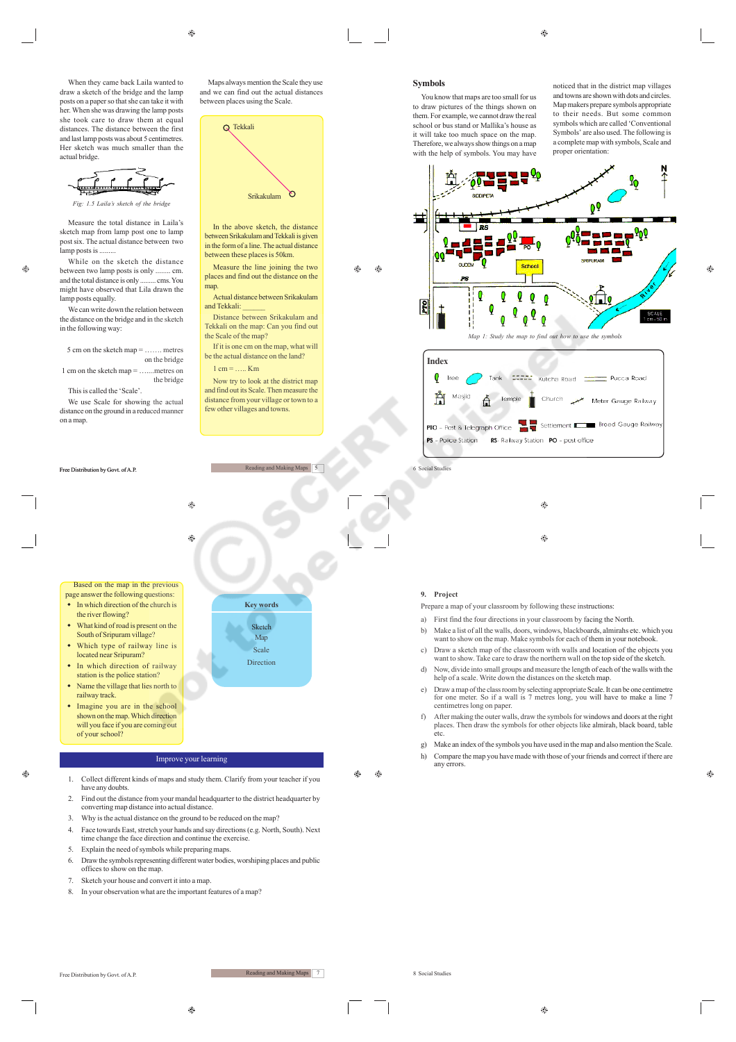When they came back Laila wanted to draw a sketch of the bridge and the lamp posts on a paper so that she can take it with her. When she was drawing the lamp posts she took care to draw them at equal distances. The distance between the first and last lamp posts was about 5 centimetres. Her sketch was much smaller than the actual bridge.

*Fig: 1.5 Laila's sketch of the bridge*

Measure the total distance in Laila's sketch map from lamp post one to lamp post six. The actual distance between two lamp posts is .........

While on the sketch the distance between two lamp posts is only ........ cm. and the total distance is only ......... cms. You might have observed that Lila drawn the lamp posts equally.

We can write down the relation between the distance on the bridge and in the sketch in the following way:

5 cm on the sketch map = ……. metres on the bridge

1 cm on the sketch map = …….metres on the bridge

This is called the 'Scale'.

We use Scale for showing the actual distance on the ground in a reduced manner on a map.

Maps always mention the Scale they use and we can find out the actual distances between places using the Scale.

Tekkali

Srikakulam

In the above sketch, the distance between Srikakulam and Tekkali is given in the form of a line. The actual distance between these places is 50km.

Measure the line joining the two places and find out the distance on the map.

Actual distance between Srikakulam and Tekkali: ______

Distance between Srikakulam and Tekkali on the map: Can you find out the Scale of the map?

If it is one cm on the map, what will be the actual distance on the land?

1 cm = ….. Km

Now try to look at the district map and find out its Scale. Then measure the distance from your village or town to a few other villages and towns.

## Symbols

You know that maps are too small for us to draw pictures of the things shown on them. For example, we cannot draw the real school or bus stand or Mallika's house as it will take too much space on the map. Therefore, we always show things on a map with the help of symbols. You may have noticed that in the district map villages and towns are shown with dots and circles. Map makers prepare symbols appropriate to their needs. But some common symbols which are called 'Conventional Symbols' are also used. The following is a complete map with symbols, Scale and proper orientation:

*Map 1: Study the map to find out how to use the symbols*

**Index**

Tree, Tank, Kutcha Road, Pucca Road, Masjid, Temple, Church, Meter Gauge Railway, PTO - Post & Telegraph Office, Settlement, Broad Gauge Railway, PS - Police Station, RS - Railway Station, PO - post office

Based on the map in the previous page answer the following questions:

- In which direction of the church is the river flowing?
- What kind of road is present on the South of Sripuram village?
- Which type of railway line is located near Sripuram?
- In which direction of railway station is the police station?
- Name the village that lies north to railway track.
- Imagine you are in the school shown on the map. Which direction will you face if you are coming out of your school?

**Key words**

Sketch
Map
Scale
Direction

## Improve your learning

1. Collect different kinds of maps and study them. Clarify from your teacher if you have any doubts.
2. Find out the distance from your mandal headquarter to the district headquarter by converting map distance into actual distance.
3. Why is the actual distance on the ground to be reduced on the map?
4. Face towards East, stretch your hands and say directions (e.g. North, South). Next time change the face direction and continue the exercise.
5. Explain the need of symbols while preparing maps.
6. Draw the symbols representing different water bodies, worshiping places and public offices to show on the map.
7. Sketch your house and convert it into a map.
8. In your observation what are the important features of a map?

### 9. Project

Prepare a map of your classroom by following these instructions:

a) First find the four directions in your classroom by facing the North.

b) Make a list of all the walls, doors, windows, blackboards, almirahs etc. which you want to show on the map. Make symbols for each of them in your notebook.

c) Draw a sketch map of the classroom with walls and location of the objects you want to show. Take care to draw the northern wall on the top side of the sketch.

d) Now, divide into small groups and measure the length of each of the walls with the help of a scale. Write down the distances on the sketch map.

e) Draw a map of the class room by selecting appropriate Scale. It can be one centimetre for one meter. So if a wall is 7 metres long, you will have to make a line 7 centimetres long on paper.

f) After making the outer walls, draw the symbols for windows and doors at the right places. Then draw the symbols for other objects like almirah, black board, table etc.

g) Make an index of all the symbols you have used in the map and also mention the Scale.

h) Compare the map you have made with those of your friends and correct if there are any errors.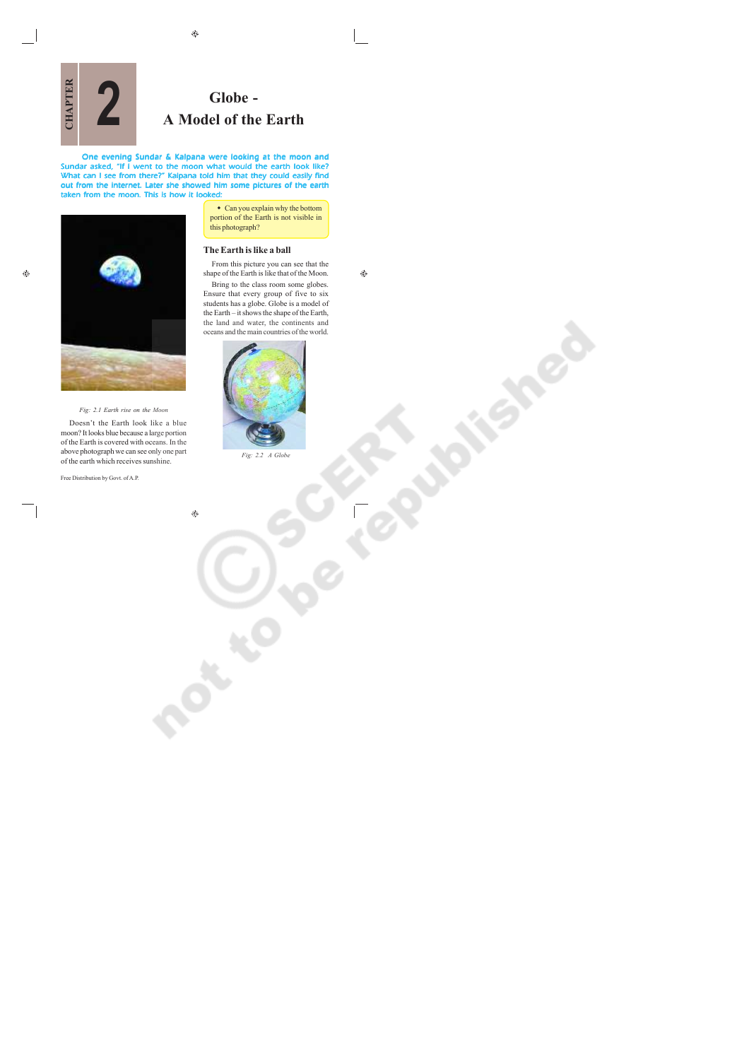# CHAPTER 2

# Globe - A Model of the Earth

One evening Sundar & Kalpana were looking at the moon and Sundar asked, "If I went to the moon what would the earth look like? What can I see from there?" Kalpana told him that they could easily find out from the internet. Later she showed him some pictures of the earth taken from the moon. This is how it looked:

Fig: 2.1 Earth rise on the Moon

Doesn't the Earth look like a blue moon? It looks blue because a large portion of the Earth is covered with oceans. In the above photograph we can see only one part of the earth which receives sunshine.

- Can you explain why the bottom portion of the Earth is not visible in this photograph?

### The Earth is like a ball

From this picture you can see that the shape of the Earth is like that of the Moon.

Bring to the class room some globes. Ensure that every group of five to six students has a globe. Globe is a model of the Earth – it shows the shape of the Earth, the land and water, the continents and oceans and the main countries of the world.

Fig: 2.2 A Globe

Free Distribution by Govt. of A.P.